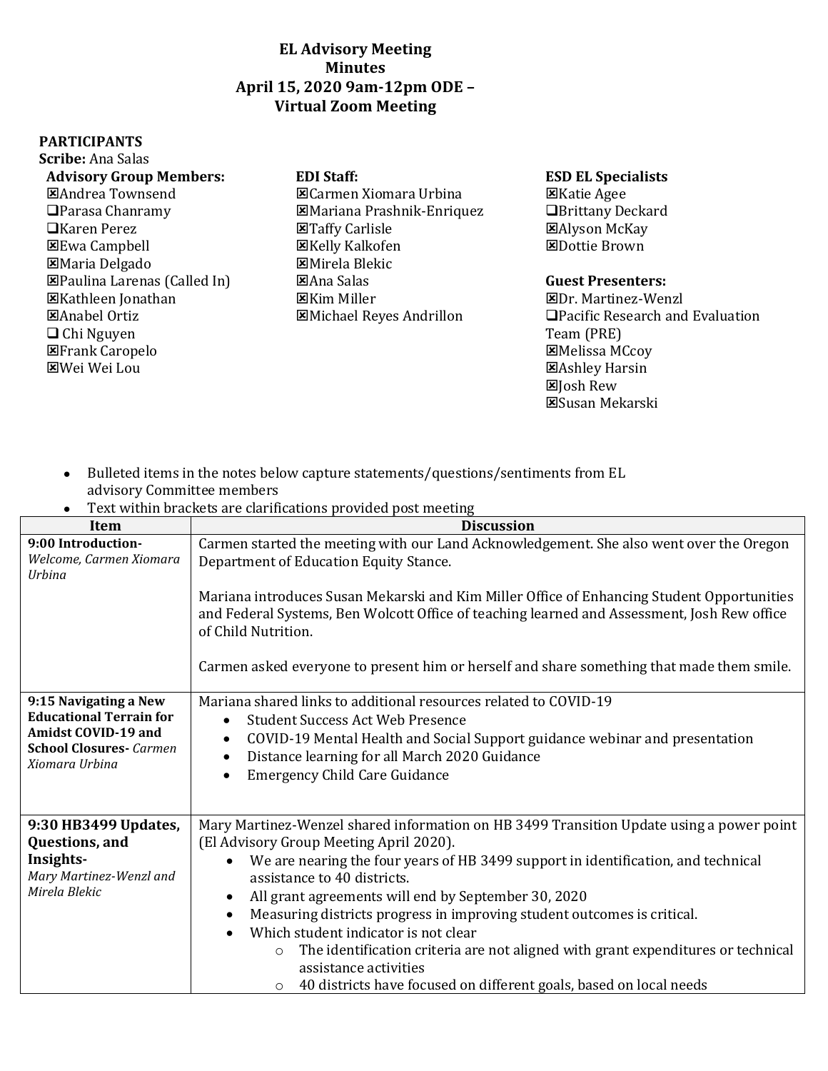# EL Advisory Meeting
# Minutes
# April 15, 2020 9am-12pm ODE –
# Virtual Zoom Meeting

**PARTICIPANTS**

**Scribe:** Ana Salas

**Advisory Group Members:**
- ☒Andrea Townsend
- ❑Parasa Chanramy
- ❑Karen Perez
- ☒Ewa Campbell
- ☒Maria Delgado
- ☒Paulina Larenas (Called In)
- ☒Kathleen Jonathan
- ☒Anabel Ortiz
- ❑ Chi Nguyen
- ☒Frank Caropelo
- ☒Wei Wei Lou

**EDI Staff:**
- ☒Carmen Xiomara Urbina
- ☒Mariana Prashnik-Enriquez
- ☒Taffy Carlisle
- ☒Kelly Kalkofen
- ☒Mirela Blekic
- ☒Ana Salas
- ☒Kim Miller
- ☒Michael Reyes Andrillon

**ESD EL Specialists**
- ☒Katie Agee
- ❑Brittany Deckard
- ☒Alyson McKay
- ☒Dottie Brown

**Guest Presenters:**
- ☒Dr. Martinez-Wenzl
- ❑Pacific Research and Evaluation Team (PRE)
- ☒Melissa MCcoy
- ☒Ashley Harsin
- ☒Josh Rew
- ☒Susan Mekarski

- Bulleted items in the notes below capture statements/questions/sentiments from EL advisory Committee members
- Text within brackets are clarifications provided post meeting

| Item | Discussion |
|---|---|
| **9:00 Introduction-** *Welcome, Carmen Xiomara Urbina* | Carmen started the meeting with our Land Acknowledgement. She also went over the Oregon Department of Education Equity Stance.<br><br>Mariana introduces Susan Mekarski and Kim Miller Office of Enhancing Student Opportunities and Federal Systems, Ben Wolcott Office of teaching learned and Assessment, Josh Rew office of Child Nutrition.<br><br>Carmen asked everyone to present him or herself and share something that made them smile. |
| **9:15 Navigating a New Educational Terrain for Amidst COVID-19 and School Closures-** *Carmen Xiomara Urbina* | Mariana shared links to additional resources related to COVID-19<br>• Student Success Act Web Presence<br>• COVID-19 Mental Health and Social Support guidance webinar and presentation<br>• Distance learning for all March 2020 Guidance<br>• Emergency Child Care Guidance |
| **9:30 HB3499 Updates, Questions, and Insights-** *Mary Martinez-Wenzl and Mirela Blekic* | Mary Martinez-Wenzel shared information on HB 3499 Transition Update using a power point (El Advisory Group Meeting April 2020).<br>• We are nearing the four years of HB 3499 support in identification, and technical assistance to 40 districts.<br>• All grant agreements will end by September 30, 2020<br>• Measuring districts progress in improving student outcomes is critical.<br>• Which student indicator is not clear<br>  ○ The identification criteria are not aligned with grant expenditures or technical assistance activities<br>  ○ 40 districts have focused on different goals, based on local needs |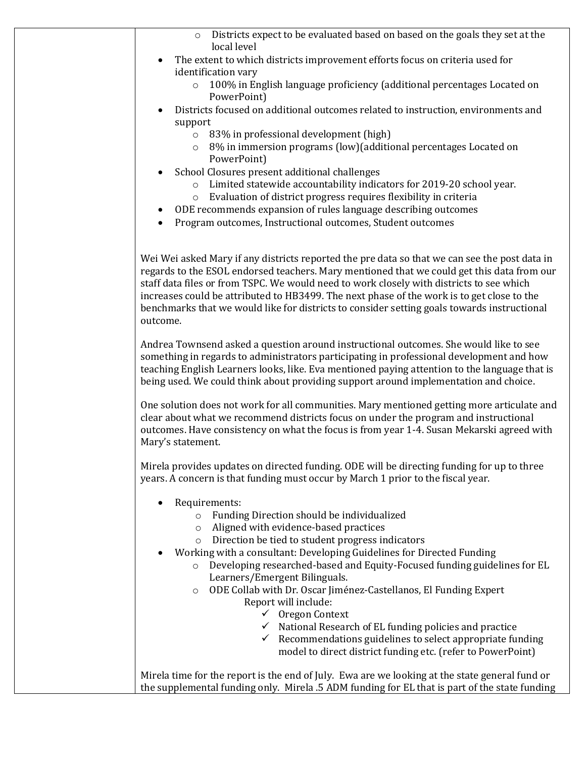- Districts expect to be evaluated based on based on the goals they set at the local level
- The extent to which districts improvement efforts focus on criteria used for identification vary
  - 100% in English language proficiency (additional percentages Located on PowerPoint)
- Districts focused on additional outcomes related to instruction, environments and support
  - 83% in professional development (high)
  - 8% in immersion programs (low)(additional percentages Located on PowerPoint)
- School Closures present additional challenges
  - Limited statewide accountability indicators for 2019-20 school year.
  - Evaluation of district progress requires flexibility in criteria
- ODE recommends expansion of rules language describing outcomes
- Program outcomes, Instructional outcomes, Student outcomes

Wei Wei asked Mary if any districts reported the pre data so that we can see the post data in regards to the ESOL endorsed teachers. Mary mentioned that we could get this data from our staff data files or from TSPC. We would need to work closely with districts to see which increases could be attributed to HB3499. The next phase of the work is to get close to the benchmarks that we would like for districts to consider setting goals towards instructional outcome.

Andrea Townsend asked a question around instructional outcomes. She would like to see something in regards to administrators participating in professional development and how teaching English Learners looks, like. Eva mentioned paying attention to the language that is being used. We could think about providing support around implementation and choice.

One solution does not work for all communities. Mary mentioned getting more articulate and clear about what we recommend districts focus on under the program and instructional outcomes. Have consistency on what the focus is from year 1-4. Susan Mekarski agreed with Mary's statement.

Mirela provides updates on directed funding. ODE will be directing funding for up to three years. A concern is that funding must occur by March 1 prior to the fiscal year.

- Requirements:
  - Funding Direction should be individualized
  - Aligned with evidence-based practices
  - Direction be tied to student progress indicators
- Working with a consultant: Developing Guidelines for Directed Funding
  - Developing researched-based and Equity-Focused funding guidelines for EL Learners/Emergent Bilinguals.
  - ODE Collab with Dr. Oscar Jiménez-Castellanos, El Funding Expert

    Report will include:
    - ✓ Oregon Context
    - ✓ National Research of EL funding policies and practice
    - ✓ Recommendations guidelines to select appropriate funding model to direct district funding etc. (refer to PowerPoint)

Mirela time for the report is the end of July. Ewa are we looking at the state general fund or the supplemental funding only. Mirela .5 ADM funding for EL that is part of the state funding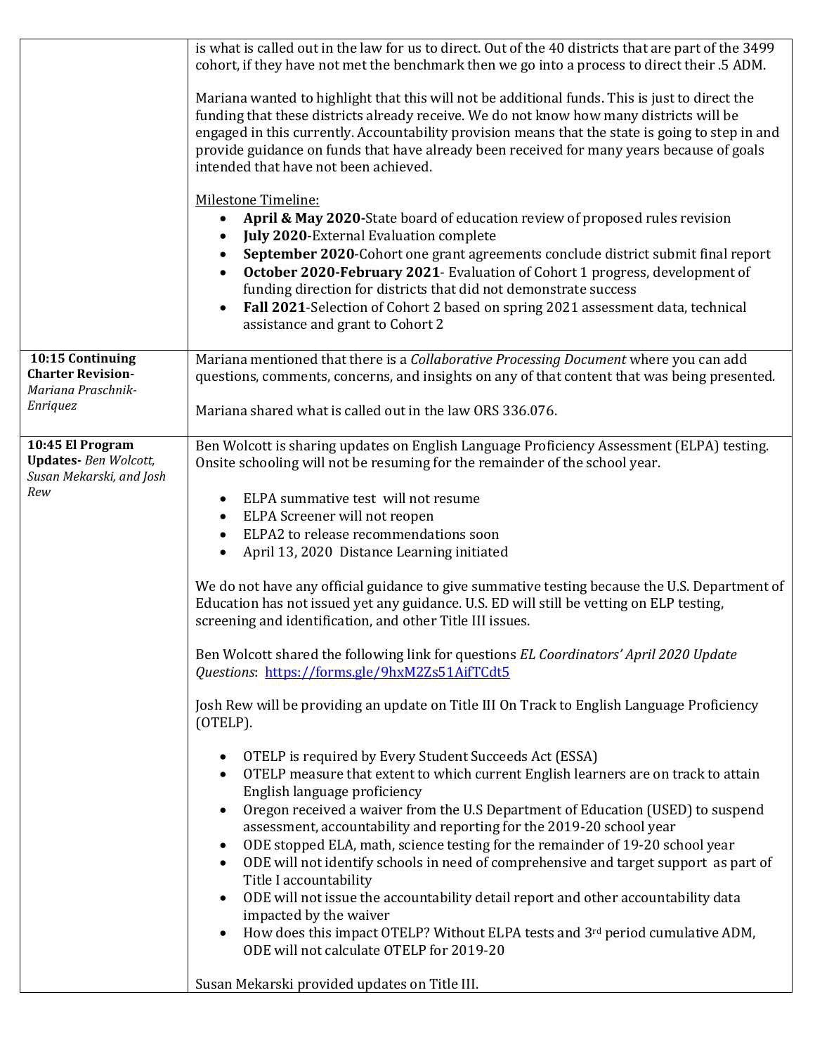| | |
|---|---|
| | is what is called out in the law for us to direct. Out of the 40 districts that are part of the 3499 cohort, if they have not met the benchmark then we go into a process to direct their .5 ADM.<br><br>Mariana wanted to highlight that this will not be additional funds. This is just to direct the funding that these districts already receive. We do not know how many districts will be engaged in this currently. Accountability provision means that the state is going to step in and provide guidance on funds that have already been received for many years because of goals intended that have not been achieved.<br><br>Milestone Timeline:<br>• **April & May 2020-**State board of education review of proposed rules revision<br>• **July 2020**-External Evaluation complete<br>• **September 2020**-Cohort one grant agreements conclude district submit final report<br>• **October 2020-February 2021**- Evaluation of Cohort 1 progress, development of funding direction for districts that did not demonstrate success<br>• **Fall 2021**-Selection of Cohort 2 based on spring 2021 assessment data, technical assistance and grant to Cohort 2 |
| **10:15 Continuing Charter Revision-** *Mariana Praschnik-Enriquez* | Mariana mentioned that there is a *Collaborative Processing Document* where you can add questions, comments, concerns, and insights on any of that content that was being presented.<br><br>Mariana shared what is called out in the law ORS 336.076. |
| **10:45 El Program Updates-** *Ben Wolcott, Susan Mekarski, and Josh Rew* | Ben Wolcott is sharing updates on English Language Proficiency Assessment (ELPA) testing. Onsite schooling will not be resuming for the remainder of the school year.<br><br>• ELPA summative test will not resume<br>• ELPA Screener will not reopen<br>• ELPA2 to release recommendations soon<br>• April 13, 2020 Distance Learning initiated<br><br>We do not have any official guidance to give summative testing because the U.S. Department of Education has not issued yet any guidance. U.S. ED will still be vetting on ELP testing, screening and identification, and other Title III issues.<br><br>Ben Wolcott shared the following link for questions *EL Coordinators' April 2020 Update Questions*: https://forms.gle/9hxM2Zs51AifTCdt5<br><br>Josh Rew will be providing an update on Title III On Track to English Language Proficiency (OTELP).<br><br>• OTELP is required by Every Student Succeeds Act (ESSA)<br>• OTELP measure that extent to which current English learners are on track to attain English language proficiency<br>• Oregon received a waiver from the U.S Department of Education (USED) to suspend assessment, accountability and reporting for the 2019-20 school year<br>• ODE stopped ELA, math, science testing for the remainder of 19-20 school year<br>• ODE will not identify schools in need of comprehensive and target support as part of Title I accountability<br>• ODE will not issue the accountability detail report and other accountability data impacted by the waiver<br>• How does this impact OTELP? Without ELPA tests and 3rd period cumulative ADM, ODE will not calculate OTELP for 2019-20<br><br>Susan Mekarski provided updates on Title III. |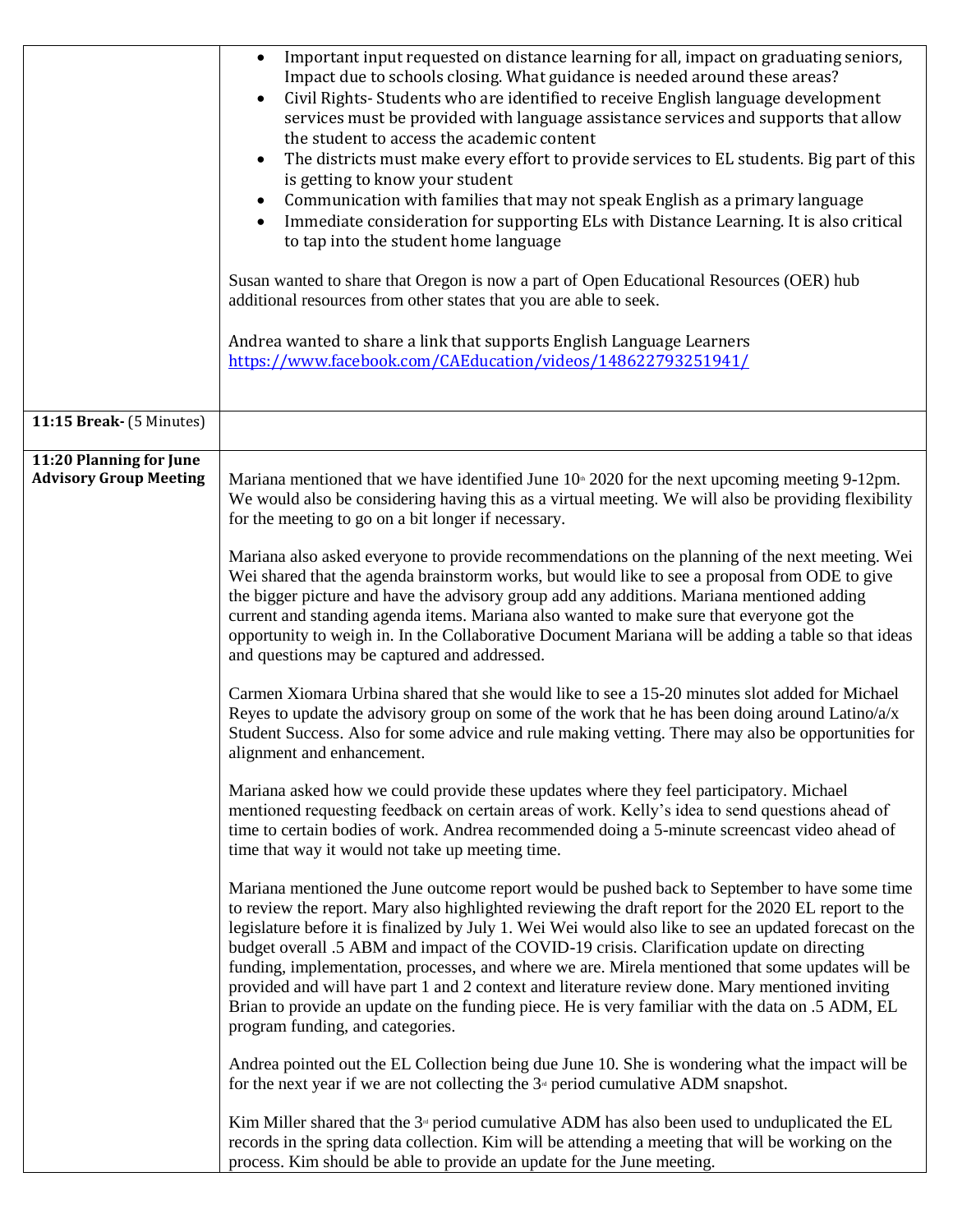| | |
|---|---|
| | • Important input requested on distance learning for all, impact on graduating seniors, Impact due to schools closing. What guidance is needed around these areas?<br>• Civil Rights- Students who are identified to receive English language development services must be provided with language assistance services and supports that allow the student to access the academic content<br>• The districts must make every effort to provide services to EL students. Big part of this is getting to know your student<br>• Communication with families that may not speak English as a primary language<br>• Immediate consideration for supporting ELs with Distance Learning. It is also critical to tap into the student home language<br><br>Susan wanted to share that Oregon is now a part of Open Educational Resources (OER) hub additional resources from other states that you are able to seek.<br><br>Andrea wanted to share a link that supports English Language Learners https://www.facebook.com/CAEducation/videos/148622793251941/ |
| **11:15 Break-** (5 Minutes) | |
| **11:20 Planning for June Advisory Group Meeting** | Mariana mentioned that we have identified June 10th 2020 for the next upcoming meeting 9-12pm. We would also be considering having this as a virtual meeting. We will also be providing flexibility for the meeting to go on a bit longer if necessary.<br><br>Mariana also asked everyone to provide recommendations on the planning of the next meeting. Wei Wei shared that the agenda brainstorm works, but would like to see a proposal from ODE to give the bigger picture and have the advisory group add any additions. Mariana mentioned adding current and standing agenda items. Mariana also wanted to make sure that everyone got the opportunity to weigh in. In the Collaborative Document Mariana will be adding a table so that ideas and questions may be captured and addressed.<br><br>Carmen Xiomara Urbina shared that she would like to see a 15-20 minutes slot added for Michael Reyes to update the advisory group on some of the work that he has been doing around Latino/a/x Student Success. Also for some advice and rule making vetting. There may also be opportunities for alignment and enhancement.<br><br>Mariana asked how we could provide these updates where they feel participatory. Michael mentioned requesting feedback on certain areas of work. Kelly's idea to send questions ahead of time to certain bodies of work. Andrea recommended doing a 5-minute screencast video ahead of time that way it would not take up meeting time.<br><br>Mariana mentioned the June outcome report would be pushed back to September to have some time to review the report. Mary also highlighted reviewing the draft report for the 2020 EL report to the legislature before it is finalized by July 1. Wei Wei would also like to see an updated forecast on the budget overall .5 ABM and impact of the COVID-19 crisis. Clarification update on directing funding, implementation, processes, and where we are. Mirela mentioned that some updates will be provided and will have part 1 and 2 context and literature review done. Mary mentioned inviting Brian to provide an update on the funding piece. He is very familiar with the data on .5 ADM, EL program funding, and categories.<br><br>Andrea pointed out the EL Collection being due June 10. She is wondering what the impact will be for the next year if we are not collecting the 3rd period cumulative ADM snapshot.<br><br>Kim Miller shared that the 3rd period cumulative ADM has also been used to unduplicated the EL records in the spring data collection. Kim will be attending a meeting that will be working on the process. Kim should be able to provide an update for the June meeting. |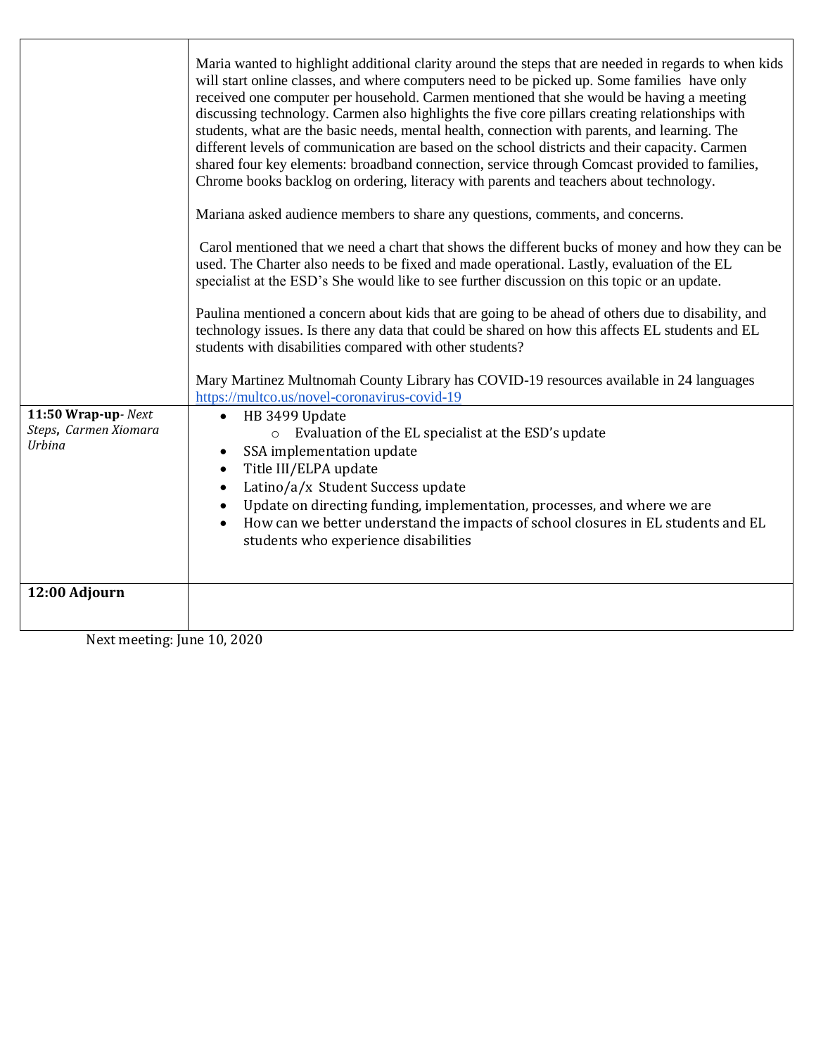| | |
|---|---|
| | Maria wanted to highlight additional clarity around the steps that are needed in regards to when kids will start online classes, and where computers need to be picked up. Some families have only received one computer per household. Carmen mentioned that she would be having a meeting discussing technology. Carmen also highlights the five core pillars creating relationships with students, what are the basic needs, mental health, connection with parents, and learning. The different levels of communication are based on the school districts and their capacity. Carmen shared four key elements: broadband connection, service through Comcast provided to families, Chrome books backlog on ordering, literacy with parents and teachers about technology.<br><br>Mariana asked audience members to share any questions, comments, and concerns.<br><br>Carol mentioned that we need a chart that shows the different bucks of money and how they can be used. The Charter also needs to be fixed and made operational. Lastly, evaluation of the EL specialist at the ESD's She would like to see further discussion on this topic or an update.<br><br>Paulina mentioned a concern about kids that are going to be ahead of others due to disability, and technology issues. Is there any data that could be shared on how this affects EL students and EL students with disabilities compared with other students?<br><br>Mary Martinez Multnomah County Library has COVID-19 resources available in 24 languages https://multco.us/novel-coronavirus-covid-19 |
| **11:50 Wrap-up**- *Next Steps*, *Carmen Xiomara Urbina* | • HB 3499 Update<br>  ○ Evaluation of the EL specialist at the ESD's update<br>• SSA implementation update<br>• Title III/ELPA update<br>• Latino/a/x Student Success update<br>• Update on directing funding, implementation, processes, and where we are<br>• How can we better understand the impacts of school closures in EL students and EL students who experience disabilities |
| **12:00 Adjourn** | |

Next meeting: June 10, 2020